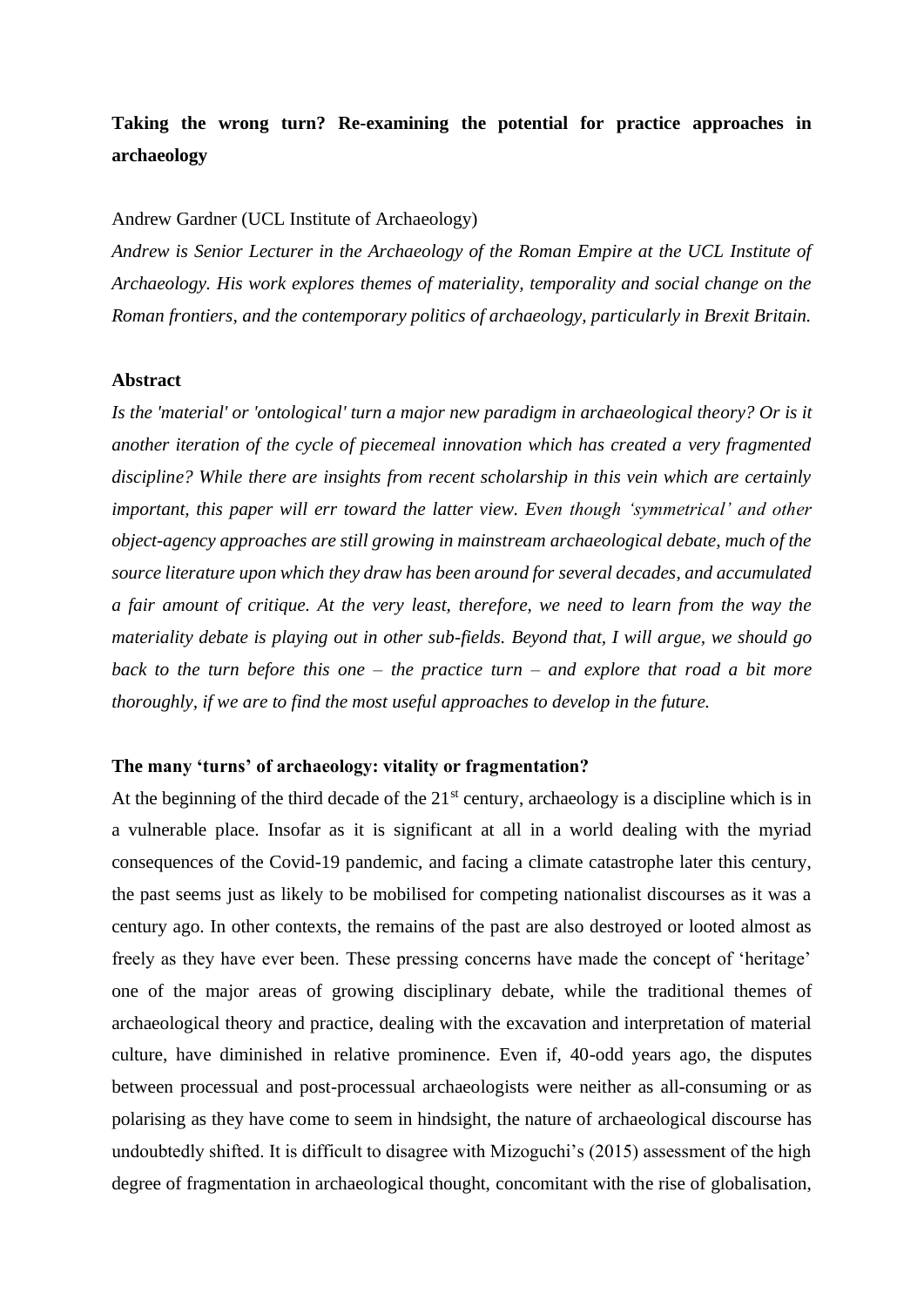**Taking the wrong turn? Re-examining the potential for practice approaches in archaeology**

Andrew Gardner (UCL Institute of Archaeology)

*Andrew is Senior Lecturer in the Archaeology of the Roman Empire at the UCL Institute of Archaeology. His work explores themes of materiality, temporality and social change on the Roman frontiers, and the contemporary politics of archaeology, particularly in Brexit Britain.*

## Abstract

*Is the 'material' or 'ontological' turn a major new paradigm in archaeological theory? Or is it another iteration of the cycle of piecemeal innovation which has created a very fragmented discipline? While there are insights from recent scholarship in this vein which are certainly important, this paper will err toward the latter view. Even though 'symmetrical' and other object-agency approaches are still growing in mainstream archaeological debate, much of the source literature upon which they draw has been around for several decades, and accumulated a fair amount of critique. At the very least, therefore, we need to learn from the way the materiality debate is playing out in other sub-fields. Beyond that, I will argue, we should go back to the turn before this one – the practice turn – and explore that road a bit more thoroughly, if we are to find the most useful approaches to develop in the future.*

## The many 'turns' of archaeology: vitality or fragmentation?

At the beginning of the third decade of the 21st century, archaeology is a discipline which is in a vulnerable place. Insofar as it is significant at all in a world dealing with the myriad consequences of the Covid-19 pandemic, and facing a climate catastrophe later this century, the past seems just as likely to be mobilised for competing nationalist discourses as it was a century ago. In other contexts, the remains of the past are also destroyed or looted almost as freely as they have ever been. These pressing concerns have made the concept of 'heritage' one of the major areas of growing disciplinary debate, while the traditional themes of archaeological theory and practice, dealing with the excavation and interpretation of material culture, have diminished in relative prominence. Even if, 40-odd years ago, the disputes between processual and post-processual archaeologists were neither as all-consuming or as polarising as they have come to seem in hindsight, the nature of archaeological discourse has undoubtedly shifted. It is difficult to disagree with Mizoguchi's (2015) assessment of the high degree of fragmentation in archaeological thought, concomitant with the rise of globalisation,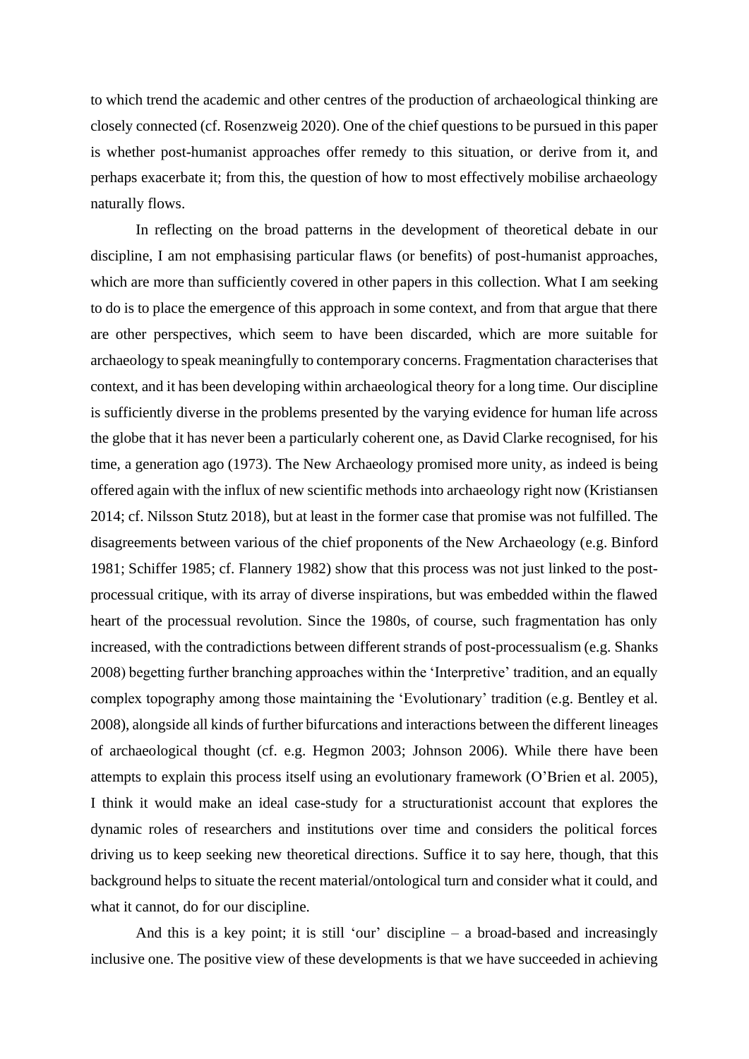to which trend the academic and other centres of the production of archaeological thinking are closely connected (cf. Rosenzweig 2020). One of the chief questions to be pursued in this paper is whether post-humanist approaches offer remedy to this situation, or derive from it, and perhaps exacerbate it; from this, the question of how to most effectively mobilise archaeology naturally flows.

In reflecting on the broad patterns in the development of theoretical debate in our discipline, I am not emphasising particular flaws (or benefits) of post-humanist approaches, which are more than sufficiently covered in other papers in this collection. What I am seeking to do is to place the emergence of this approach in some context, and from that argue that there are other perspectives, which seem to have been discarded, which are more suitable for archaeology to speak meaningfully to contemporary concerns. Fragmentation characterises that context, and it has been developing within archaeological theory for a long time. Our discipline is sufficiently diverse in the problems presented by the varying evidence for human life across the globe that it has never been a particularly coherent one, as David Clarke recognised, for his time, a generation ago (1973). The New Archaeology promised more unity, as indeed is being offered again with the influx of new scientific methods into archaeology right now (Kristiansen 2014; cf. Nilsson Stutz 2018), but at least in the former case that promise was not fulfilled. The disagreements between various of the chief proponents of the New Archaeology (e.g. Binford 1981; Schiffer 1985; cf. Flannery 1982) show that this process was not just linked to the post-processual critique, with its array of diverse inspirations, but was embedded within the flawed heart of the processual revolution. Since the 1980s, of course, such fragmentation has only increased, with the contradictions between different strands of post-processualism (e.g. Shanks 2008) begetting further branching approaches within the 'Interpretive' tradition, and an equally complex topography among those maintaining the 'Evolutionary' tradition (e.g. Bentley et al. 2008), alongside all kinds of further bifurcations and interactions between the different lineages of archaeological thought (cf. e.g. Hegmon 2003; Johnson 2006). While there have been attempts to explain this process itself using an evolutionary framework (O'Brien et al. 2005), I think it would make an ideal case-study for a structurationist account that explores the dynamic roles of researchers and institutions over time and considers the political forces driving us to keep seeking new theoretical directions. Suffice it to say here, though, that this background helps to situate the recent material/ontological turn and consider what it could, and what it cannot, do for our discipline.

And this is a key point; it is still 'our' discipline – a broad-based and increasingly inclusive one. The positive view of these developments is that we have succeeded in achieving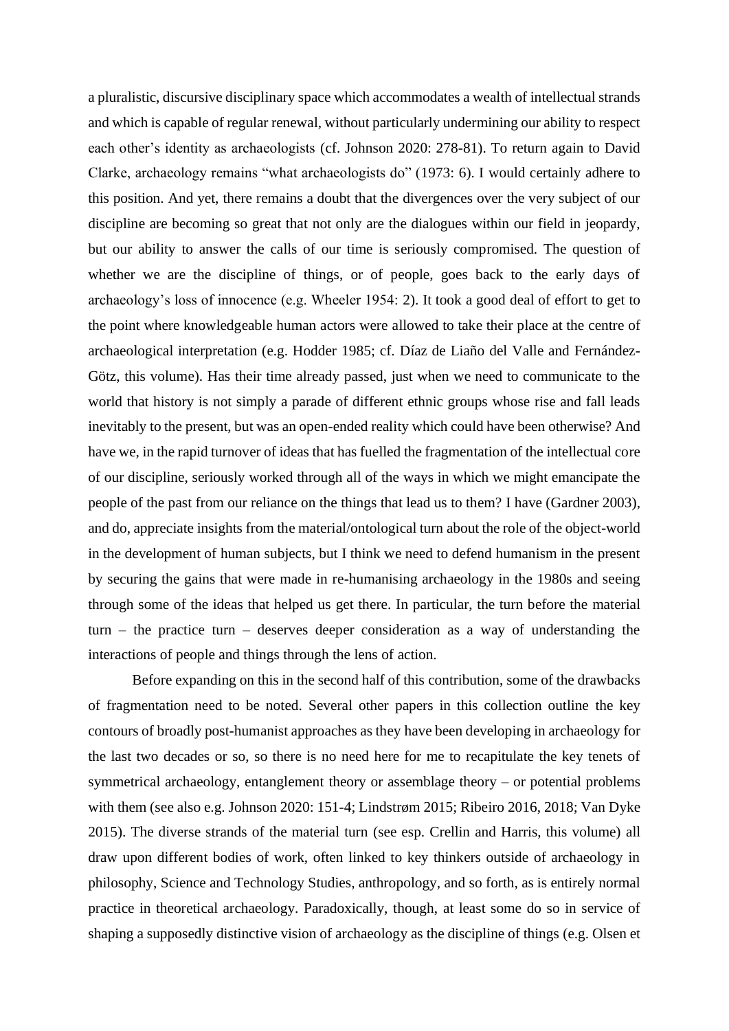a pluralistic, discursive disciplinary space which accommodates a wealth of intellectual strands and which is capable of regular renewal, without particularly undermining our ability to respect each other's identity as archaeologists (cf. Johnson 2020: 278-81). To return again to David Clarke, archaeology remains "what archaeologists do" (1973: 6). I would certainly adhere to this position. And yet, there remains a doubt that the divergences over the very subject of our discipline are becoming so great that not only are the dialogues within our field in jeopardy, but our ability to answer the calls of our time is seriously compromised. The question of whether we are the discipline of things, or of people, goes back to the early days of archaeology's loss of innocence (e.g. Wheeler 1954: 2). It took a good deal of effort to get to the point where knowledgeable human actors were allowed to take their place at the centre of archaeological interpretation (e.g. Hodder 1985; cf. Díaz de Liaño del Valle and Fernández-Götz, this volume). Has their time already passed, just when we need to communicate to the world that history is not simply a parade of different ethnic groups whose rise and fall leads inevitably to the present, but was an open-ended reality which could have been otherwise? And have we, in the rapid turnover of ideas that has fuelled the fragmentation of the intellectual core of our discipline, seriously worked through all of the ways in which we might emancipate the people of the past from our reliance on the things that lead us to them? I have (Gardner 2003), and do, appreciate insights from the material/ontological turn about the role of the object-world in the development of human subjects, but I think we need to defend humanism in the present by securing the gains that were made in re-humanising archaeology in the 1980s and seeing through some of the ideas that helped us get there. In particular, the turn before the material turn – the practice turn – deserves deeper consideration as a way of understanding the interactions of people and things through the lens of action.

Before expanding on this in the second half of this contribution, some of the drawbacks of fragmentation need to be noted. Several other papers in this collection outline the key contours of broadly post-humanist approaches as they have been developing in archaeology for the last two decades or so, so there is no need here for me to recapitulate the key tenets of symmetrical archaeology, entanglement theory or assemblage theory – or potential problems with them (see also e.g. Johnson 2020: 151-4; Lindstrøm 2015; Ribeiro 2016, 2018; Van Dyke 2015). The diverse strands of the material turn (see esp. Crellin and Harris, this volume) all draw upon different bodies of work, often linked to key thinkers outside of archaeology in philosophy, Science and Technology Studies, anthropology, and so forth, as is entirely normal practice in theoretical archaeology. Paradoxically, though, at least some do so in service of shaping a supposedly distinctive vision of archaeology as the discipline of things (e.g. Olsen et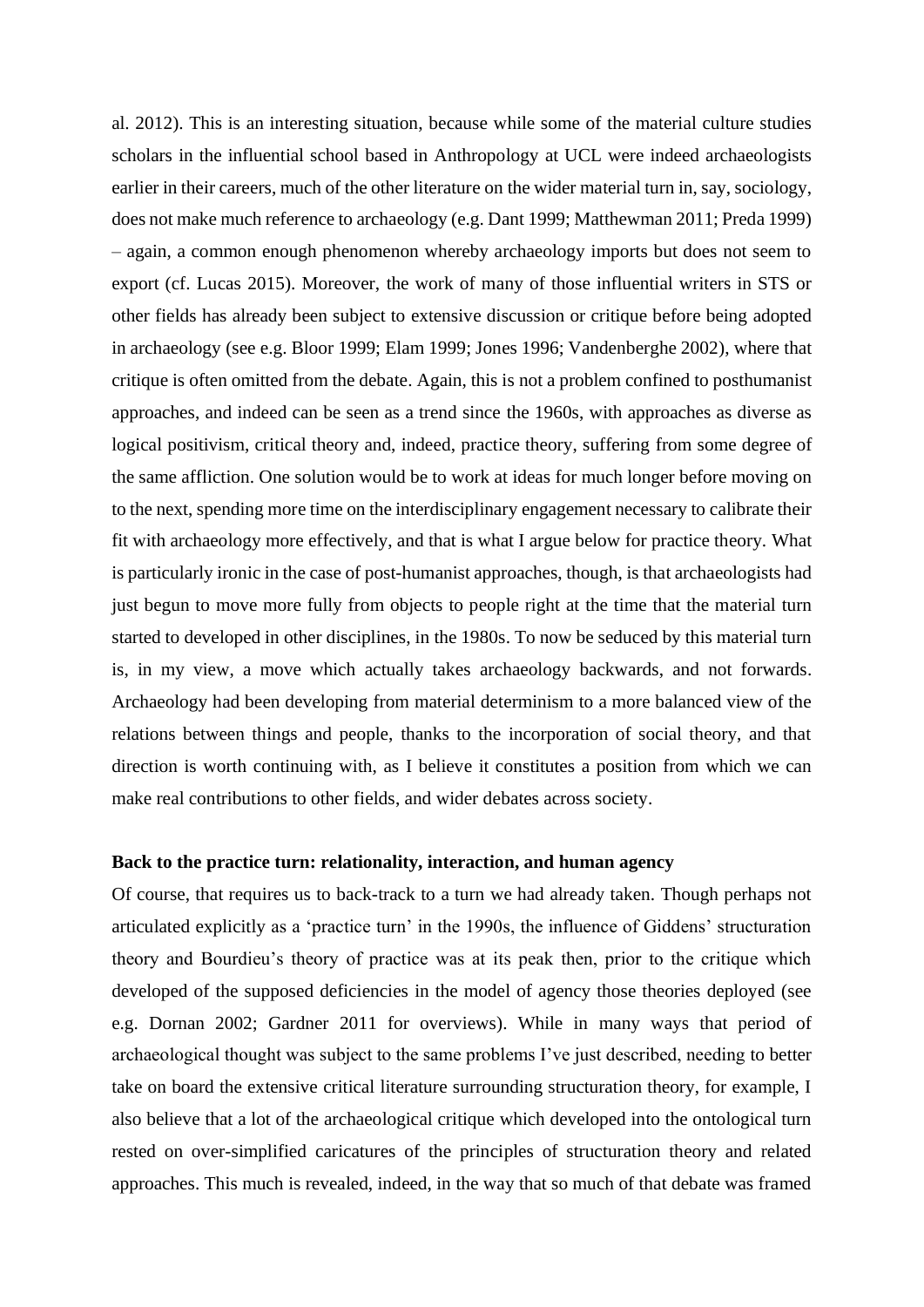al. 2012). This is an interesting situation, because while some of the material culture studies scholars in the influential school based in Anthropology at UCL were indeed archaeologists earlier in their careers, much of the other literature on the wider material turn in, say, sociology, does not make much reference to archaeology (e.g. Dant 1999; Matthewman 2011; Preda 1999) – again, a common enough phenomenon whereby archaeology imports but does not seem to export (cf. Lucas 2015). Moreover, the work of many of those influential writers in STS or other fields has already been subject to extensive discussion or critique before being adopted in archaeology (see e.g. Bloor 1999; Elam 1999; Jones 1996; Vandenberghe 2002), where that critique is often omitted from the debate. Again, this is not a problem confined to posthumanist approaches, and indeed can be seen as a trend since the 1960s, with approaches as diverse as logical positivism, critical theory and, indeed, practice theory, suffering from some degree of the same affliction. One solution would be to work at ideas for much longer before moving on to the next, spending more time on the interdisciplinary engagement necessary to calibrate their fit with archaeology more effectively, and that is what I argue below for practice theory. What is particularly ironic in the case of post-humanist approaches, though, is that archaeologists had just begun to move more fully from objects to people right at the time that the material turn started to developed in other disciplines, in the 1980s. To now be seduced by this material turn is, in my view, a move which actually takes archaeology backwards, and not forwards. Archaeology had been developing from material determinism to a more balanced view of the relations between things and people, thanks to the incorporation of social theory, and that direction is worth continuing with, as I believe it constitutes a position from which we can make real contributions to other fields, and wider debates across society.

## Back to the practice turn: relationality, interaction, and human agency

Of course, that requires us to back-track to a turn we had already taken. Though perhaps not articulated explicitly as a 'practice turn' in the 1990s, the influence of Giddens' structuration theory and Bourdieu's theory of practice was at its peak then, prior to the critique which developed of the supposed deficiencies in the model of agency those theories deployed (see e.g. Dornan 2002; Gardner 2011 for overviews). While in many ways that period of archaeological thought was subject to the same problems I've just described, needing to better take on board the extensive critical literature surrounding structuration theory, for example, I also believe that a lot of the archaeological critique which developed into the ontological turn rested on over-simplified caricatures of the principles of structuration theory and related approaches. This much is revealed, indeed, in the way that so much of that debate was framed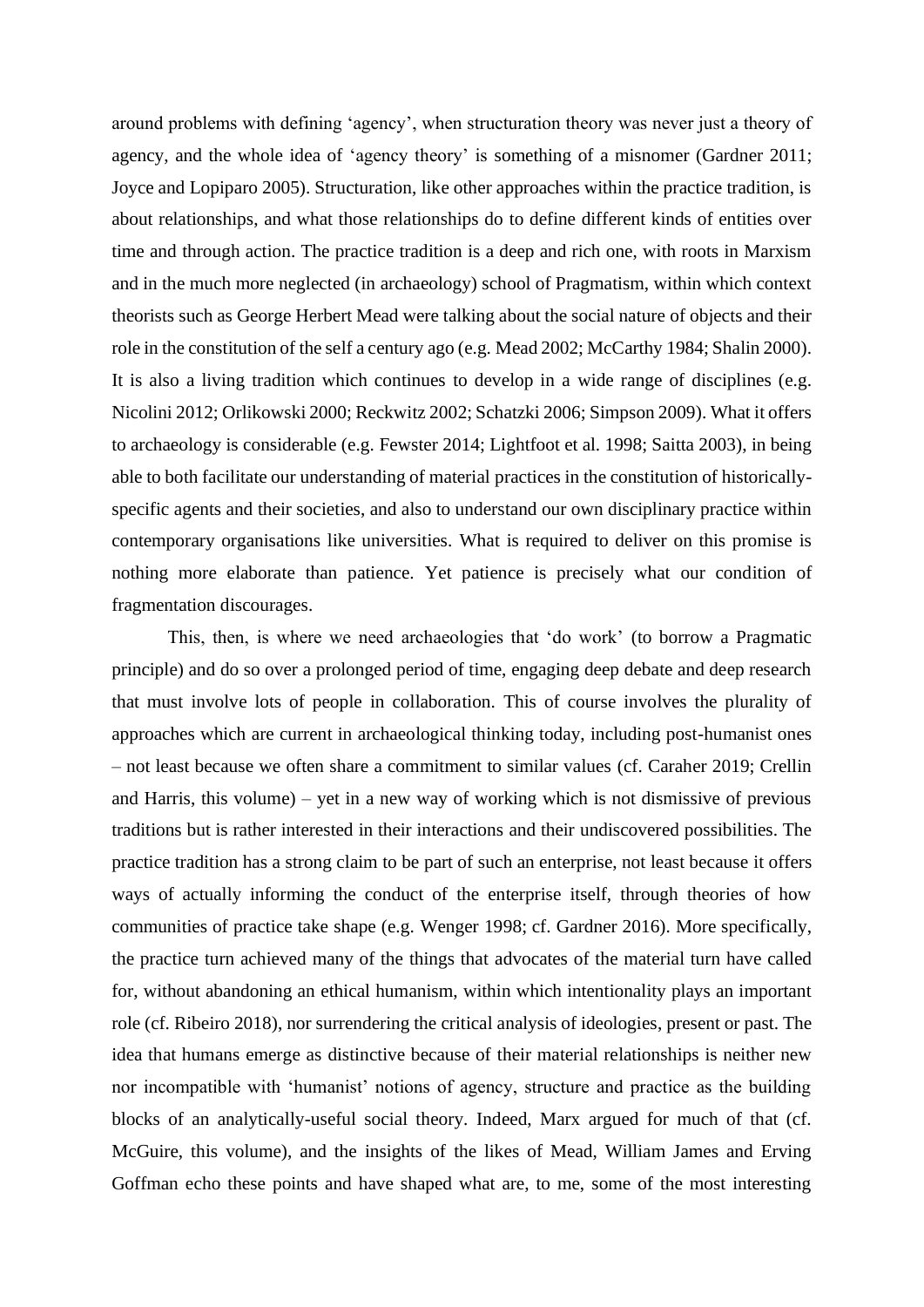around problems with defining 'agency', when structuration theory was never just a theory of agency, and the whole idea of 'agency theory' is something of a misnomer (Gardner 2011; Joyce and Lopiparo 2005). Structuration, like other approaches within the practice tradition, is about relationships, and what those relationships do to define different kinds of entities over time and through action. The practice tradition is a deep and rich one, with roots in Marxism and in the much more neglected (in archaeology) school of Pragmatism, within which context theorists such as George Herbert Mead were talking about the social nature of objects and their role in the constitution of the self a century ago (e.g. Mead 2002; McCarthy 1984; Shalin 2000). It is also a living tradition which continues to develop in a wide range of disciplines (e.g. Nicolini 2012; Orlikowski 2000; Reckwitz 2002; Schatzki 2006; Simpson 2009). What it offers to archaeology is considerable (e.g. Fewster 2014; Lightfoot et al. 1998; Saitta 2003), in being able to both facilitate our understanding of material practices in the constitution of historically-specific agents and their societies, and also to understand our own disciplinary practice within contemporary organisations like universities. What is required to deliver on this promise is nothing more elaborate than patience. Yet patience is precisely what our condition of fragmentation discourages.

This, then, is where we need archaeologies that 'do work' (to borrow a Pragmatic principle) and do so over a prolonged period of time, engaging deep debate and deep research that must involve lots of people in collaboration. This of course involves the plurality of approaches which are current in archaeological thinking today, including post-humanist ones – not least because we often share a commitment to similar values (cf. Caraher 2019; Crellin and Harris, this volume) – yet in a new way of working which is not dismissive of previous traditions but is rather interested in their interactions and their undiscovered possibilities. The practice tradition has a strong claim to be part of such an enterprise, not least because it offers ways of actually informing the conduct of the enterprise itself, through theories of how communities of practice take shape (e.g. Wenger 1998; cf. Gardner 2016). More specifically, the practice turn achieved many of the things that advocates of the material turn have called for, without abandoning an ethical humanism, within which intentionality plays an important role (cf. Ribeiro 2018), nor surrendering the critical analysis of ideologies, present or past. The idea that humans emerge as distinctive because of their material relationships is neither new nor incompatible with 'humanist' notions of agency, structure and practice as the building blocks of an analytically-useful social theory. Indeed, Marx argued for much of that (cf. McGuire, this volume), and the insights of the likes of Mead, William James and Erving Goffman echo these points and have shaped what are, to me, some of the most interesting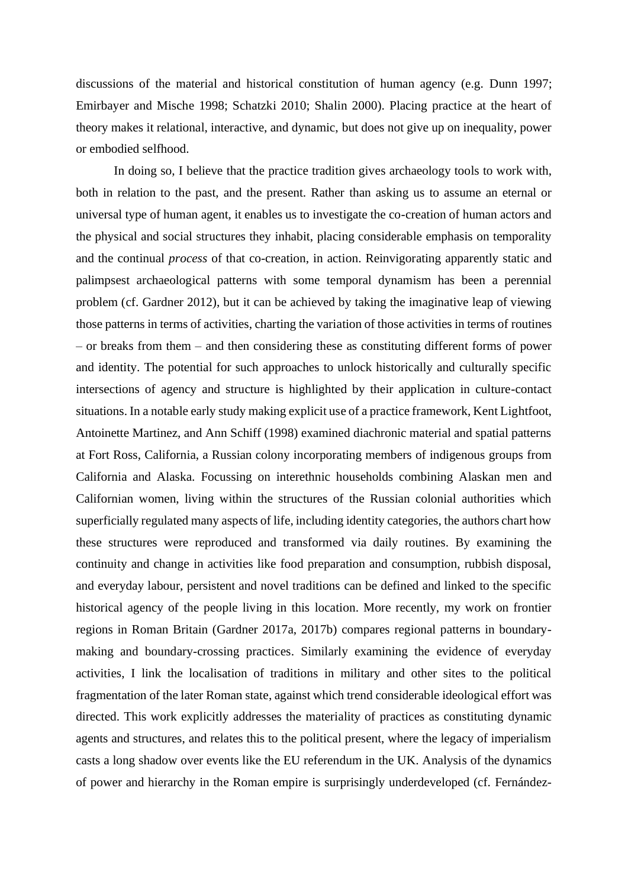discussions of the material and historical constitution of human agency (e.g. Dunn 1997; Emirbayer and Mische 1998; Schatzki 2010; Shalin 2000). Placing practice at the heart of theory makes it relational, interactive, and dynamic, but does not give up on inequality, power or embodied selfhood.

In doing so, I believe that the practice tradition gives archaeology tools to work with, both in relation to the past, and the present. Rather than asking us to assume an eternal or universal type of human agent, it enables us to investigate the co-creation of human actors and the physical and social structures they inhabit, placing considerable emphasis on temporality and the continual *process* of that co-creation, in action. Reinvigorating apparently static and palimpsest archaeological patterns with some temporal dynamism has been a perennial problem (cf. Gardner 2012), but it can be achieved by taking the imaginative leap of viewing those patterns in terms of activities, charting the variation of those activities in terms of routines – or breaks from them – and then considering these as constituting different forms of power and identity. The potential for such approaches to unlock historically and culturally specific intersections of agency and structure is highlighted by their application in culture-contact situations. In a notable early study making explicit use of a practice framework, Kent Lightfoot, Antoinette Martinez, and Ann Schiff (1998) examined diachronic material and spatial patterns at Fort Ross, California, a Russian colony incorporating members of indigenous groups from California and Alaska. Focussing on interethnic households combining Alaskan men and Californian women, living within the structures of the Russian colonial authorities which superficially regulated many aspects of life, including identity categories, the authors chart how these structures were reproduced and transformed via daily routines. By examining the continuity and change in activities like food preparation and consumption, rubbish disposal, and everyday labour, persistent and novel traditions can be defined and linked to the specific historical agency of the people living in this location. More recently, my work on frontier regions in Roman Britain (Gardner 2017a, 2017b) compares regional patterns in boundary-making and boundary-crossing practices. Similarly examining the evidence of everyday activities, I link the localisation of traditions in military and other sites to the political fragmentation of the later Roman state, against which trend considerable ideological effort was directed. This work explicitly addresses the materiality of practices as constituting dynamic agents and structures, and relates this to the political present, where the legacy of imperialism casts a long shadow over events like the EU referendum in the UK. Analysis of the dynamics of power and hierarchy in the Roman empire is surprisingly underdeveloped (cf. Fernández-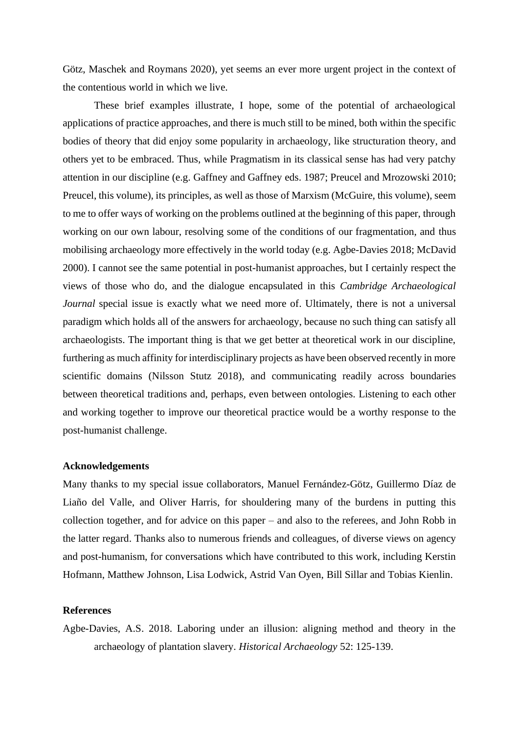Götz, Maschek and Roymans 2020), yet seems an ever more urgent project in the context of the contentious world in which we live.

These brief examples illustrate, I hope, some of the potential of archaeological applications of practice approaches, and there is much still to be mined, both within the specific bodies of theory that did enjoy some popularity in archaeology, like structuration theory, and others yet to be embraced. Thus, while Pragmatism in its classical sense has had very patchy attention in our discipline (e.g. Gaffney and Gaffney eds. 1987; Preucel and Mrozowski 2010; Preucel, this volume), its principles, as well as those of Marxism (McGuire, this volume), seem to me to offer ways of working on the problems outlined at the beginning of this paper, through working on our own labour, resolving some of the conditions of our fragmentation, and thus mobilising archaeology more effectively in the world today (e.g. Agbe-Davies 2018; McDavid 2000). I cannot see the same potential in post-humanist approaches, but I certainly respect the views of those who do, and the dialogue encapsulated in this *Cambridge Archaeological Journal* special issue is exactly what we need more of. Ultimately, there is not a universal paradigm which holds all of the answers for archaeology, because no such thing can satisfy all archaeologists. The important thing is that we get better at theoretical work in our discipline, furthering as much affinity for interdisciplinary projects as have been observed recently in more scientific domains (Nilsson Stutz 2018), and communicating readily across boundaries between theoretical traditions and, perhaps, even between ontologies. Listening to each other and working together to improve our theoretical practice would be a worthy response to the post-humanist challenge.

**Acknowledgements**

Many thanks to my special issue collaborators, Manuel Fernández-Götz, Guillermo Díaz de Liaño del Valle, and Oliver Harris, for shouldering many of the burdens in putting this collection together, and for advice on this paper – and also to the referees, and John Robb in the latter regard. Thanks also to numerous friends and colleagues, of diverse views on agency and post-humanism, for conversations which have contributed to this work, including Kerstin Hofmann, Matthew Johnson, Lisa Lodwick, Astrid Van Oyen, Bill Sillar and Tobias Kienlin.

**References**

Agbe-Davies, A.S. 2018. Laboring under an illusion: aligning method and theory in the archaeology of plantation slavery. *Historical Archaeology* 52: 125-139.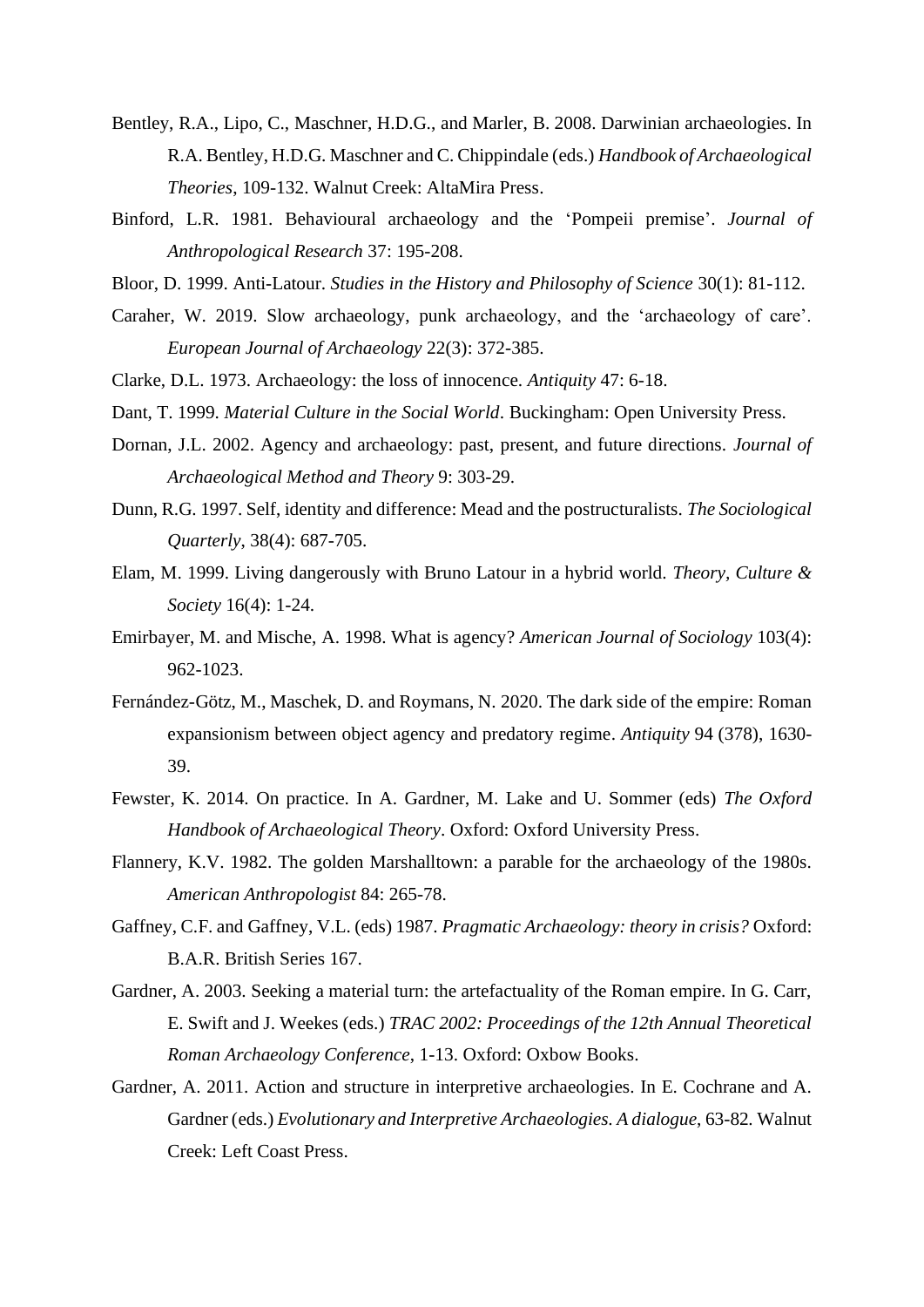Bentley, R.A., Lipo, C., Maschner, H.D.G., and Marler, B. 2008. Darwinian archaeologies. In R.A. Bentley, H.D.G. Maschner and C. Chippindale (eds.) *Handbook of Archaeological Theories*, 109-132. Walnut Creek: AltaMira Press.

Binford, L.R. 1981. Behavioural archaeology and the 'Pompeii premise'. *Journal of Anthropological Research* 37: 195-208.

Bloor, D. 1999. Anti-Latour. *Studies in the History and Philosophy of Science* 30(1): 81-112.

Caraher, W. 2019. Slow archaeology, punk archaeology, and the 'archaeology of care'. *European Journal of Archaeology* 22(3): 372-385.

Clarke, D.L. 1973. Archaeology: the loss of innocence. *Antiquity* 47: 6-18.

Dant, T. 1999. *Material Culture in the Social World*. Buckingham: Open University Press.

Dornan, J.L. 2002. Agency and archaeology: past, present, and future directions. *Journal of Archaeological Method and Theory* 9: 303-29.

Dunn, R.G. 1997. Self, identity and difference: Mead and the postructuralists. *The Sociological Quarterly*, 38(4): 687-705.

Elam, M. 1999. Living dangerously with Bruno Latour in a hybrid world. *Theory, Culture & Society* 16(4): 1-24.

Emirbayer, M. and Mische, A. 1998. What is agency? *American Journal of Sociology* 103(4): 962-1023.

Fernández-Götz, M., Maschek, D. and Roymans, N. 2020. The dark side of the empire: Roman expansionism between object agency and predatory regime. *Antiquity* 94 (378), 1630-39.

Fewster, K. 2014. On practice. In A. Gardner, M. Lake and U. Sommer (eds) *The Oxford Handbook of Archaeological Theory*. Oxford: Oxford University Press.

Flannery, K.V. 1982. The golden Marshalltown: a parable for the archaeology of the 1980s. *American Anthropologist* 84: 265-78.

Gaffney, C.F. and Gaffney, V.L. (eds) 1987. *Pragmatic Archaeology: theory in crisis?* Oxford: B.A.R. British Series 167.

Gardner, A. 2003. Seeking a material turn: the artefactuality of the Roman empire. In G. Carr, E. Swift and J. Weekes (eds.) *TRAC 2002: Proceedings of the 12th Annual Theoretical Roman Archaeology Conference*, 1-13. Oxford: Oxbow Books.

Gardner, A. 2011. Action and structure in interpretive archaeologies. In E. Cochrane and A. Gardner (eds.) *Evolutionary and Interpretive Archaeologies. A dialogue*, 63-82. Walnut Creek: Left Coast Press.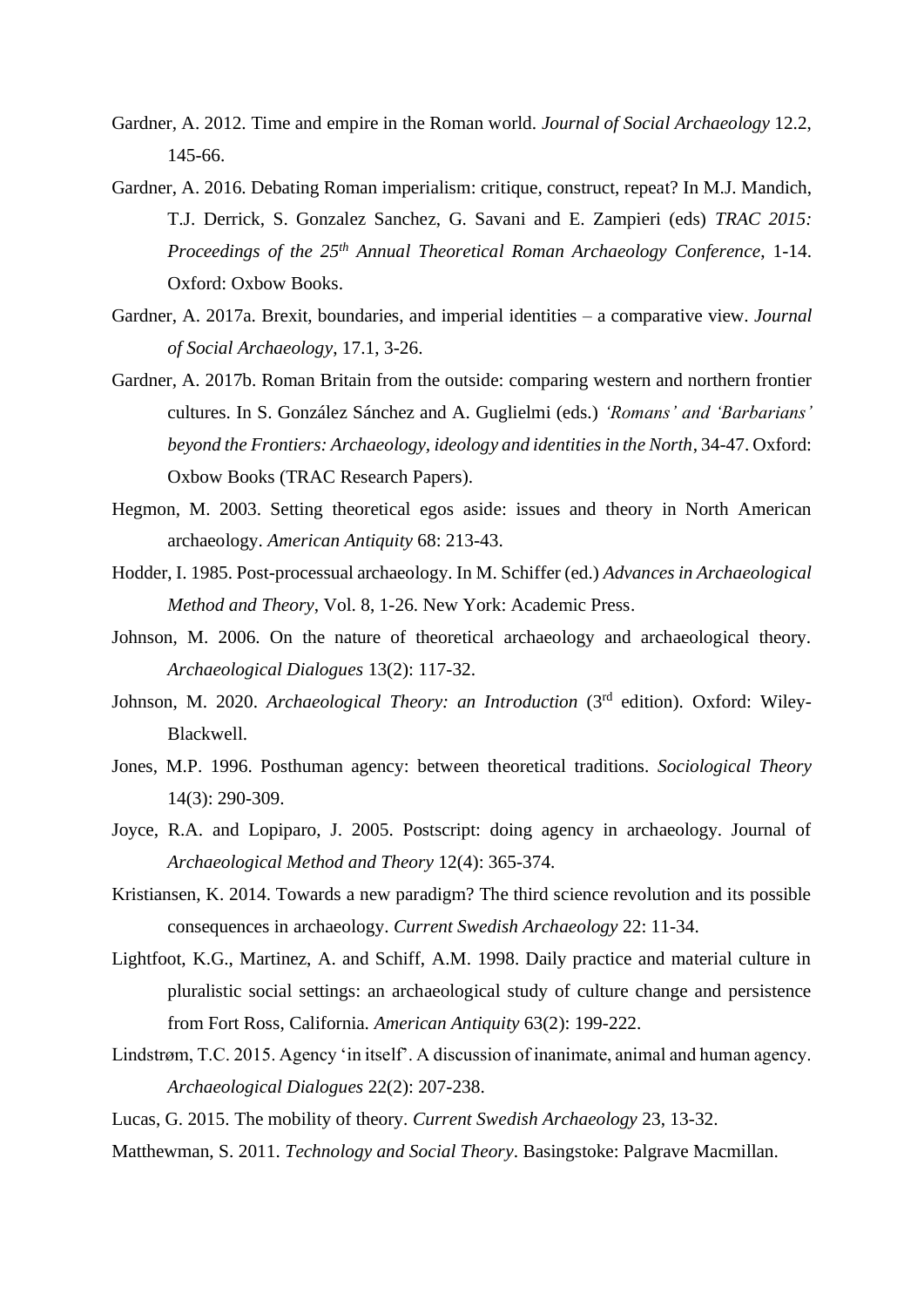Gardner, A. 2012. Time and empire in the Roman world. *Journal of Social Archaeology* 12.2, 145-66.

Gardner, A. 2016. Debating Roman imperialism: critique, construct, repeat? In M.J. Mandich, T.J. Derrick, S. Gonzalez Sanchez, G. Savani and E. Zampieri (eds) *TRAC 2015: Proceedings of the 25th Annual Theoretical Roman Archaeology Conference*, 1-14. Oxford: Oxbow Books.

Gardner, A. 2017a. Brexit, boundaries, and imperial identities – a comparative view. *Journal of Social Archaeology*, 17.1, 3-26.

Gardner, A. 2017b. Roman Britain from the outside: comparing western and northern frontier cultures. In S. González Sánchez and A. Guglielmi (eds.) *'Romans' and 'Barbarians' beyond the Frontiers: Archaeology, ideology and identities in the North*, 34-47. Oxford: Oxbow Books (TRAC Research Papers).

Hegmon, M. 2003. Setting theoretical egos aside: issues and theory in North American archaeology. *American Antiquity* 68: 213-43.

Hodder, I. 1985. Post-processual archaeology. In M. Schiffer (ed.) *Advances in Archaeological Method and Theory*, Vol. 8, 1-26. New York: Academic Press.

Johnson, M. 2006. On the nature of theoretical archaeology and archaeological theory. *Archaeological Dialogues* 13(2): 117-32.

Johnson, M. 2020. *Archaeological Theory: an Introduction* (3rd edition). Oxford: Wiley-Blackwell.

Jones, M.P. 1996. Posthuman agency: between theoretical traditions. *Sociological Theory* 14(3): 290-309.

Joyce, R.A. and Lopiparo, J. 2005. Postscript: doing agency in archaeology. Journal of *Archaeological Method and Theory* 12(4): 365-374.

Kristiansen, K. 2014. Towards a new paradigm? The third science revolution and its possible consequences in archaeology. *Current Swedish Archaeology* 22: 11-34.

Lightfoot, K.G., Martinez, A. and Schiff, A.M. 1998. Daily practice and material culture in pluralistic social settings: an archaeological study of culture change and persistence from Fort Ross, California. *American Antiquity* 63(2): 199-222.

Lindstrøm, T.C. 2015. Agency 'in itself'. A discussion of inanimate, animal and human agency. *Archaeological Dialogues* 22(2): 207-238.

Lucas, G. 2015. The mobility of theory. *Current Swedish Archaeology* 23, 13-32.

Matthewman, S. 2011. *Technology and Social Theory*. Basingstoke: Palgrave Macmillan.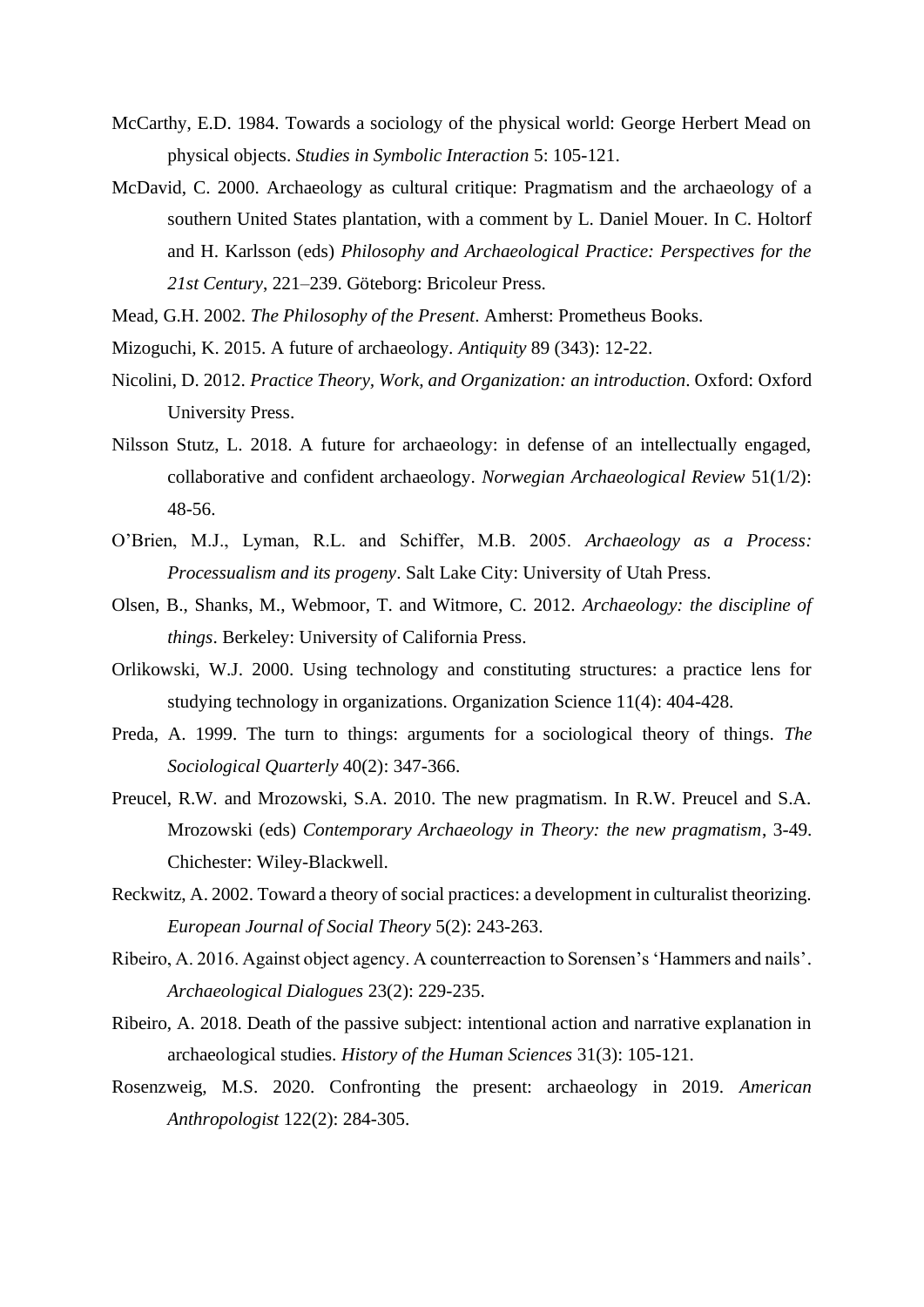McCarthy, E.D. 1984. Towards a sociology of the physical world: George Herbert Mead on physical objects. *Studies in Symbolic Interaction* 5: 105-121.

McDavid, C. 2000. Archaeology as cultural critique: Pragmatism and the archaeology of a southern United States plantation, with a comment by L. Daniel Mouer. In C. Holtorf and H. Karlsson (eds) *Philosophy and Archaeological Practice: Perspectives for the 21st Century*, 221–239. Göteborg: Bricoleur Press.

Mead, G.H. 2002. *The Philosophy of the Present*. Amherst: Prometheus Books.

Mizoguchi, K. 2015. A future of archaeology. *Antiquity* 89 (343): 12-22.

Nicolini, D. 2012. *Practice Theory, Work, and Organization: an introduction*. Oxford: Oxford University Press.

Nilsson Stutz, L. 2018. A future for archaeology: in defense of an intellectually engaged, collaborative and confident archaeology. *Norwegian Archaeological Review* 51(1/2): 48-56.

O'Brien, M.J., Lyman, R.L. and Schiffer, M.B. 2005. *Archaeology as a Process: Processualism and its progeny*. Salt Lake City: University of Utah Press.

Olsen, B., Shanks, M., Webmoor, T. and Witmore, C. 2012. *Archaeology: the discipline of things*. Berkeley: University of California Press.

Orlikowski, W.J. 2000. Using technology and constituting structures: a practice lens for studying technology in organizations. Organization Science 11(4): 404-428.

Preda, A. 1999. The turn to things: arguments for a sociological theory of things. *The Sociological Quarterly* 40(2): 347-366.

Preucel, R.W. and Mrozowski, S.A. 2010. The new pragmatism. In R.W. Preucel and S.A. Mrozowski (eds) *Contemporary Archaeology in Theory: the new pragmatism*, 3-49. Chichester: Wiley-Blackwell.

Reckwitz, A. 2002. Toward a theory of social practices: a development in culturalist theorizing. *European Journal of Social Theory* 5(2): 243-263.

Ribeiro, A. 2016. Against object agency. A counterreaction to Sorensen's 'Hammers and nails'. *Archaeological Dialogues* 23(2): 229-235.

Ribeiro, A. 2018. Death of the passive subject: intentional action and narrative explanation in archaeological studies. *History of the Human Sciences* 31(3): 105-121.

Rosenzweig, M.S. 2020. Confronting the present: archaeology in 2019. *American Anthropologist* 122(2): 284-305.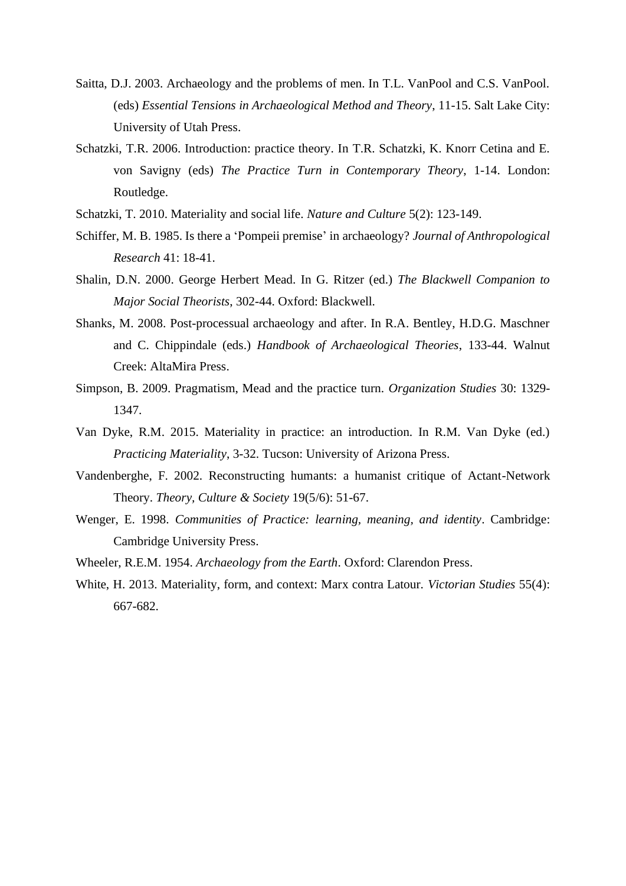Saitta, D.J. 2003. Archaeology and the problems of men. In T.L. VanPool and C.S. VanPool. (eds) *Essential Tensions in Archaeological Method and Theory*, 11-15. Salt Lake City: University of Utah Press.

Schatzki, T.R. 2006. Introduction: practice theory. In T.R. Schatzki, K. Knorr Cetina and E. von Savigny (eds) *The Practice Turn in Contemporary Theory*, 1-14. London: Routledge.

Schatzki, T. 2010. Materiality and social life. *Nature and Culture* 5(2): 123-149.

Schiffer, M. B. 1985. Is there a 'Pompeii premise' in archaeology? *Journal of Anthropological Research* 41: 18-41.

Shalin, D.N. 2000. George Herbert Mead. In G. Ritzer (ed.) *The Blackwell Companion to Major Social Theorists*, 302-44. Oxford: Blackwell.

Shanks, M. 2008. Post-processual archaeology and after. In R.A. Bentley, H.D.G. Maschner and C. Chippindale (eds.) *Handbook of Archaeological Theories*, 133-44. Walnut Creek: AltaMira Press.

Simpson, B. 2009. Pragmatism, Mead and the practice turn. *Organization Studies* 30: 1329-1347.

Van Dyke, R.M. 2015. Materiality in practice: an introduction. In R.M. Van Dyke (ed.) *Practicing Materiality*, 3-32. Tucson: University of Arizona Press.

Vandenberghe, F. 2002. Reconstructing humants: a humanist critique of Actant-Network Theory. *Theory, Culture & Society* 19(5/6): 51-67.

Wenger, E. 1998. *Communities of Practice: learning, meaning, and identity*. Cambridge: Cambridge University Press.

Wheeler, R.E.M. 1954. *Archaeology from the Earth*. Oxford: Clarendon Press.

White, H. 2013. Materiality, form, and context: Marx contra Latour. *Victorian Studies* 55(4): 667-682.